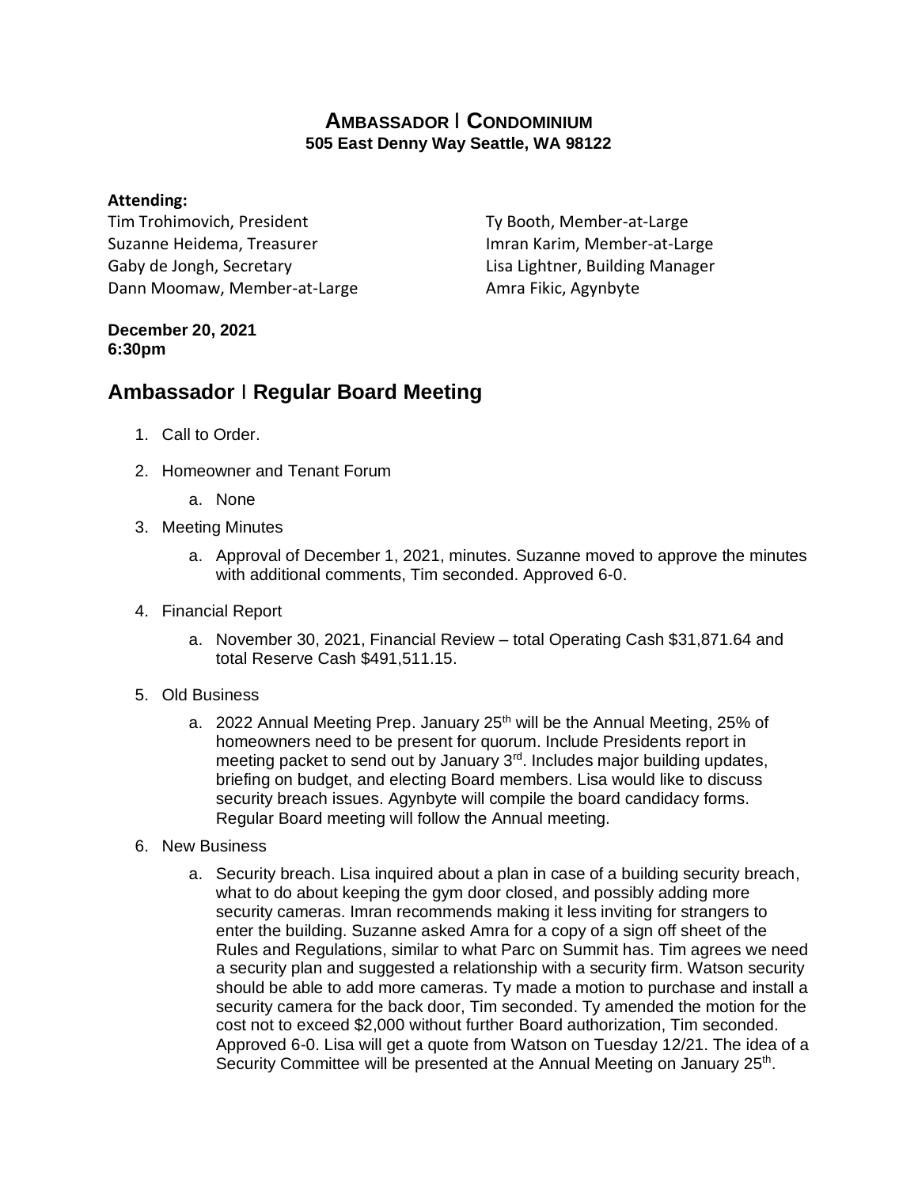# AMBASSADOR | CONDOMINIUM

**505 East Denny Way Seattle, WA 98122**

**Attending:**

Tim Trohimovich, President
Suzanne Heidema, Treasurer
Gaby de Jongh, Secretary
Dann Moomaw, Member-at-Large
Ty Booth, Member-at-Large
Imran Karim, Member-at-Large
Lisa Lightner, Building Manager
Amra Fikic, Agynbyte

**December 20, 2021**
**6:30pm**

## Ambassador | Regular Board Meeting

1. Call to Order.
2. Homeowner and Tenant Forum
   a. None
3. Meeting Minutes
   a. Approval of December 1, 2021, minutes. Suzanne moved to approve the minutes with additional comments, Tim seconded. Approved 6-0.
4. Financial Report
   a. November 30, 2021, Financial Review – total Operating Cash $31,871.64 and total Reserve Cash $491,511.15.
5. Old Business
   a. 2022 Annual Meeting Prep. January 25th will be the Annual Meeting, 25% of homeowners need to be present for quorum. Include Presidents report in meeting packet to send out by January 3rd. Includes major building updates, briefing on budget, and electing Board members. Lisa would like to discuss security breach issues. Agynbyte will compile the board candidacy forms. Regular Board meeting will follow the Annual meeting.
6. New Business
   a. Security breach. Lisa inquired about a plan in case of a building security breach, what to do about keeping the gym door closed, and possibly adding more security cameras. Imran recommends making it less inviting for strangers to enter the building. Suzanne asked Amra for a copy of a sign off sheet of the Rules and Regulations, similar to what Parc on Summit has. Tim agrees we need a security plan and suggested a relationship with a security firm. Watson security should be able to add more cameras. Ty made a motion to purchase and install a security camera for the back door, Tim seconded. Ty amended the motion for the cost not to exceed $2,000 without further Board authorization, Tim seconded. Approved 6-0. Lisa will get a quote from Watson on Tuesday 12/21. The idea of a Security Committee will be presented at the Annual Meeting on January 25th.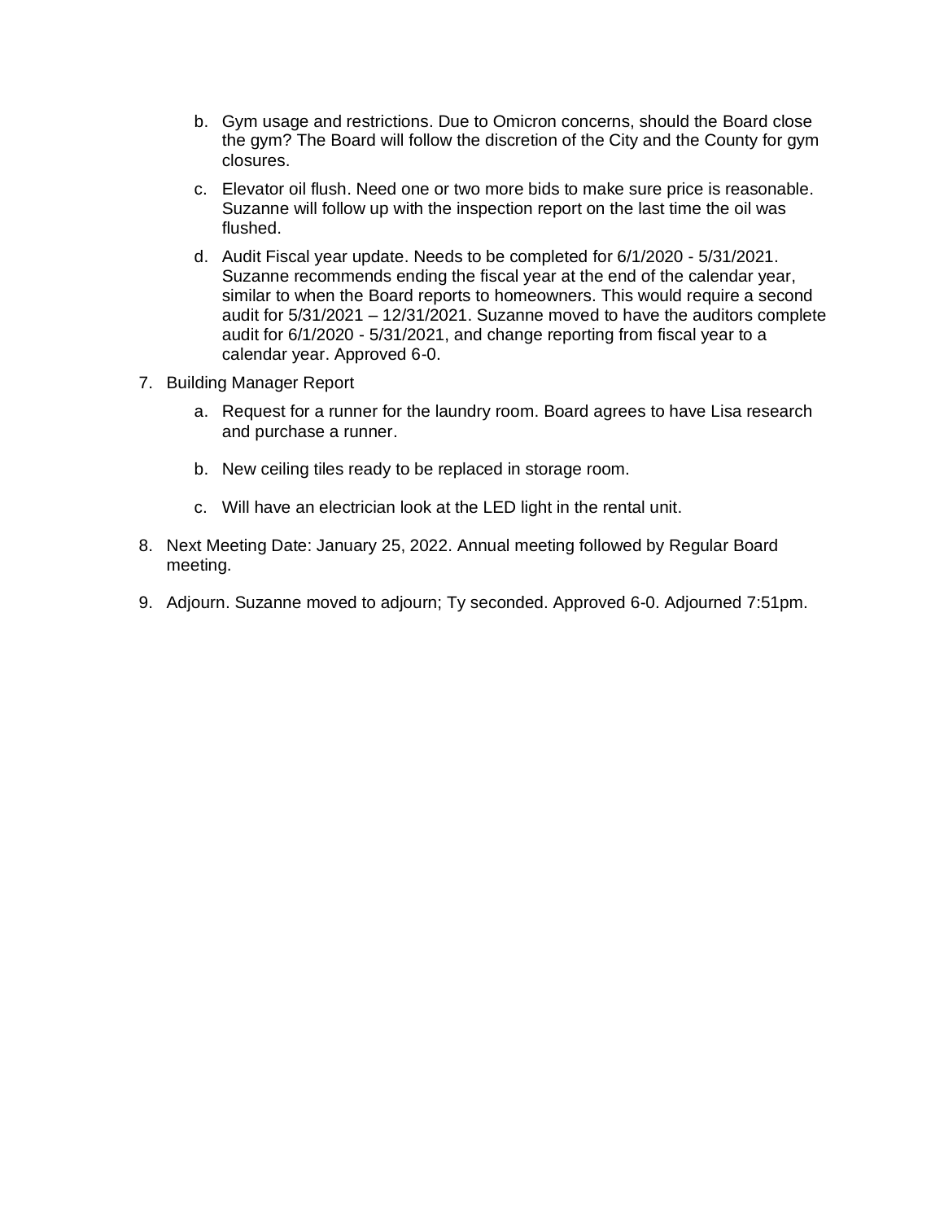b. Gym usage and restrictions. Due to Omicron concerns, should the Board close the gym? The Board will follow the discretion of the City and the County for gym closures.

c. Elevator oil flush. Need one or two more bids to make sure price is reasonable. Suzanne will follow up with the inspection report on the last time the oil was flushed.

d. Audit Fiscal year update. Needs to be completed for 6/1/2020 - 5/31/2021. Suzanne recommends ending the fiscal year at the end of the calendar year, similar to when the Board reports to homeowners. This would require a second audit for 5/31/2021 – 12/31/2021. Suzanne moved to have the auditors complete audit for 6/1/2020 - 5/31/2021, and change reporting from fiscal year to a calendar year. Approved 6-0.

7. Building Manager Report

   a. Request for a runner for the laundry room. Board agrees to have Lisa research and purchase a runner.

   b. New ceiling tiles ready to be replaced in storage room.

   c. Will have an electrician look at the LED light in the rental unit.

8. Next Meeting Date: January 25, 2022. Annual meeting followed by Regular Board meeting.

9. Adjourn. Suzanne moved to adjourn; Ty seconded. Approved 6-0. Adjourned 7:51pm.